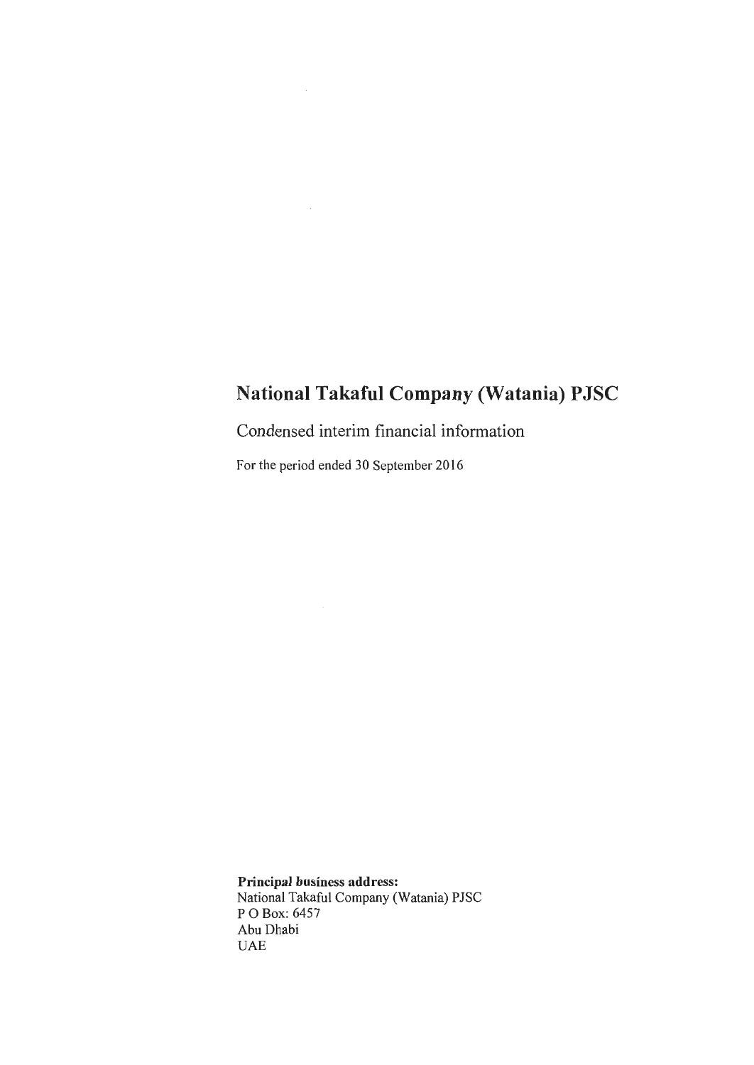# National Takaful Company (Watania) PJSC

Condensed interim financial information

For the period ended 30 September 2016

**Principal business address:**
National Takaful Company (Watania) PJSC
P O Box: 6457
Abu Dhabi
UAE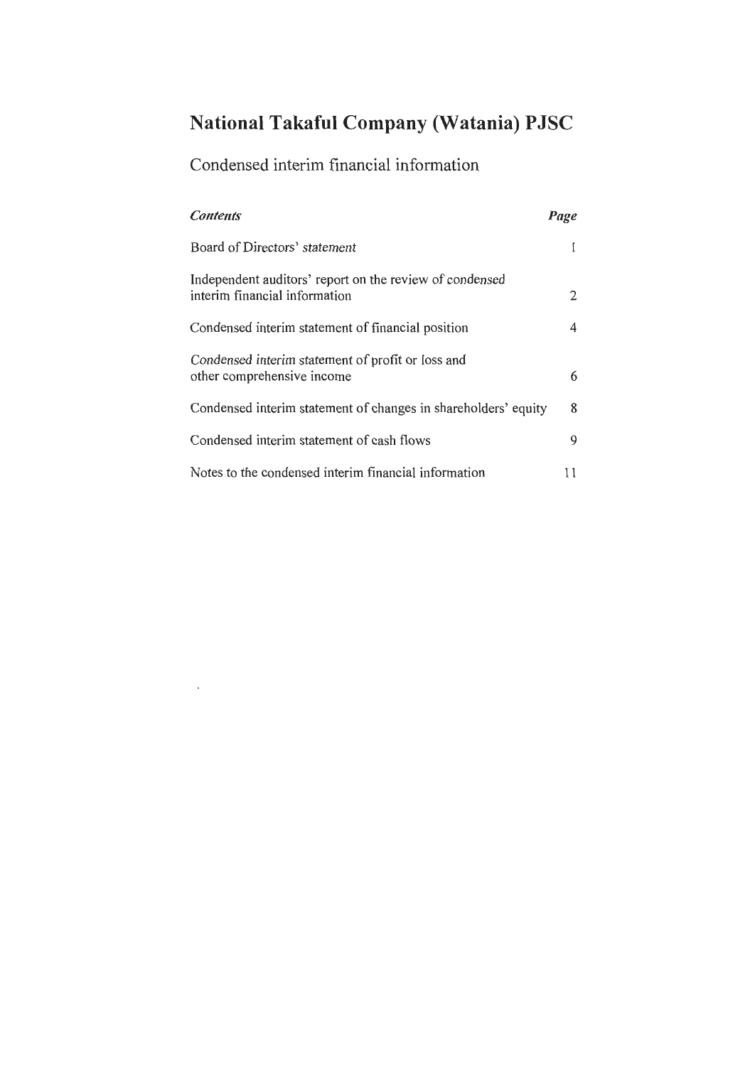# National Takaful Company (Watania) PJSC

## Condensed interim financial information

| *Contents* | *Page* |
|---|---|
| Board of Directors' statement | 1 |
| Independent auditors' report on the review of condensed interim financial information | 2 |
| Condensed interim statement of financial position | 4 |
| Condensed interim statement of profit or loss and other comprehensive income | 6 |
| Condensed interim statement of changes in shareholders' equity | 8 |
| Condensed interim statement of cash flows | 9 |
| Notes to the condensed interim financial information | 11 |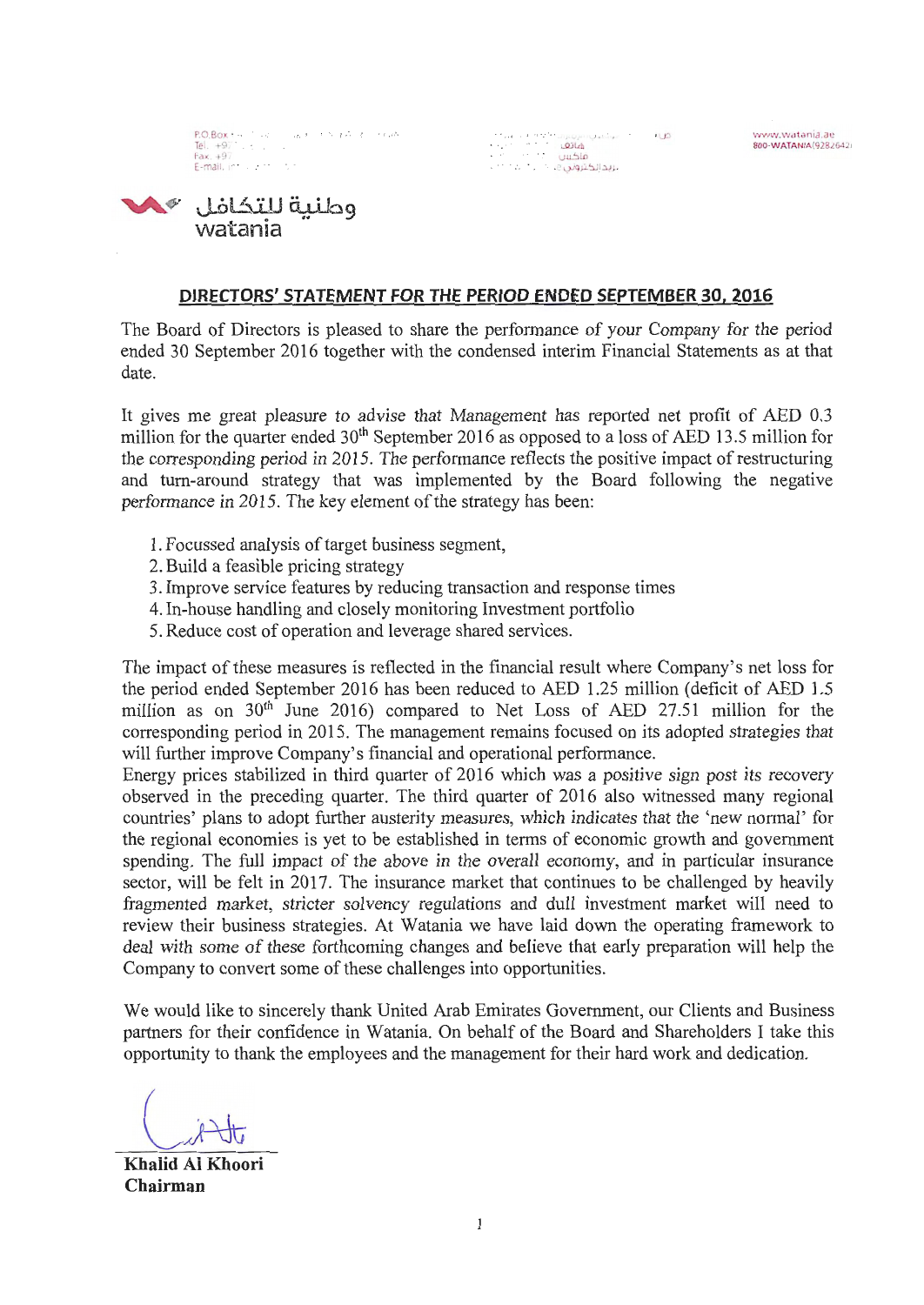## DIRECTORS' STATEMENT FOR THE PERIOD ENDED SEPTEMBER 30, 2016

The Board of Directors is pleased to share the performance of your Company for the period ended 30 September 2016 together with the condensed interim Financial Statements as at that date.

It gives me great pleasure to advise that Management has reported net profit of AED 0.3 million for the quarter ended 30th September 2016 as opposed to a loss of AED 13.5 million for the corresponding period in 2015. The performance reflects the positive impact of restructuring and turn-around strategy that was implemented by the Board following the negative performance in 2015. The key element of the strategy has been:

1. Focussed analysis of target business segment,
2. Build a feasible pricing strategy
3. Improve service features by reducing transaction and response times
4. In-house handling and closely monitoring Investment portfolio
5. Reduce cost of operation and leverage shared services.

The impact of these measures is reflected in the financial result where Company's net loss for the period ended September 2016 has been reduced to AED 1.25 million (deficit of AED 1.5 million as on 30th June 2016) compared to Net Loss of AED 27.51 million for the corresponding period in 2015. The management remains focused on its adopted strategies that will further improve Company's financial and operational performance.

Energy prices stabilized in third quarter of 2016 which was a positive sign post its recovery observed in the preceding quarter. The third quarter of 2016 also witnessed many regional countries' plans to adopt further austerity measures, which indicates that the 'new normal' for the regional economies is yet to be established in terms of economic growth and government spending. The full impact of the above in the overall economy, and in particular insurance sector, will be felt in 2017. The insurance market that continues to be challenged by heavily fragmented market, stricter solvency regulations and dull investment market will need to review their business strategies. At Watania we have laid down the operating framework to deal with some of these forthcoming changes and believe that early preparation will help the Company to convert some of these challenges into opportunities.

We would like to sincerely thank United Arab Emirates Government, our Clients and Business partners for their confidence in Watania. On behalf of the Board and Shareholders I take this opportunity to thank the employees and the management for their hard work and dedication.

**Khalid Al Khoori**
**Chairman**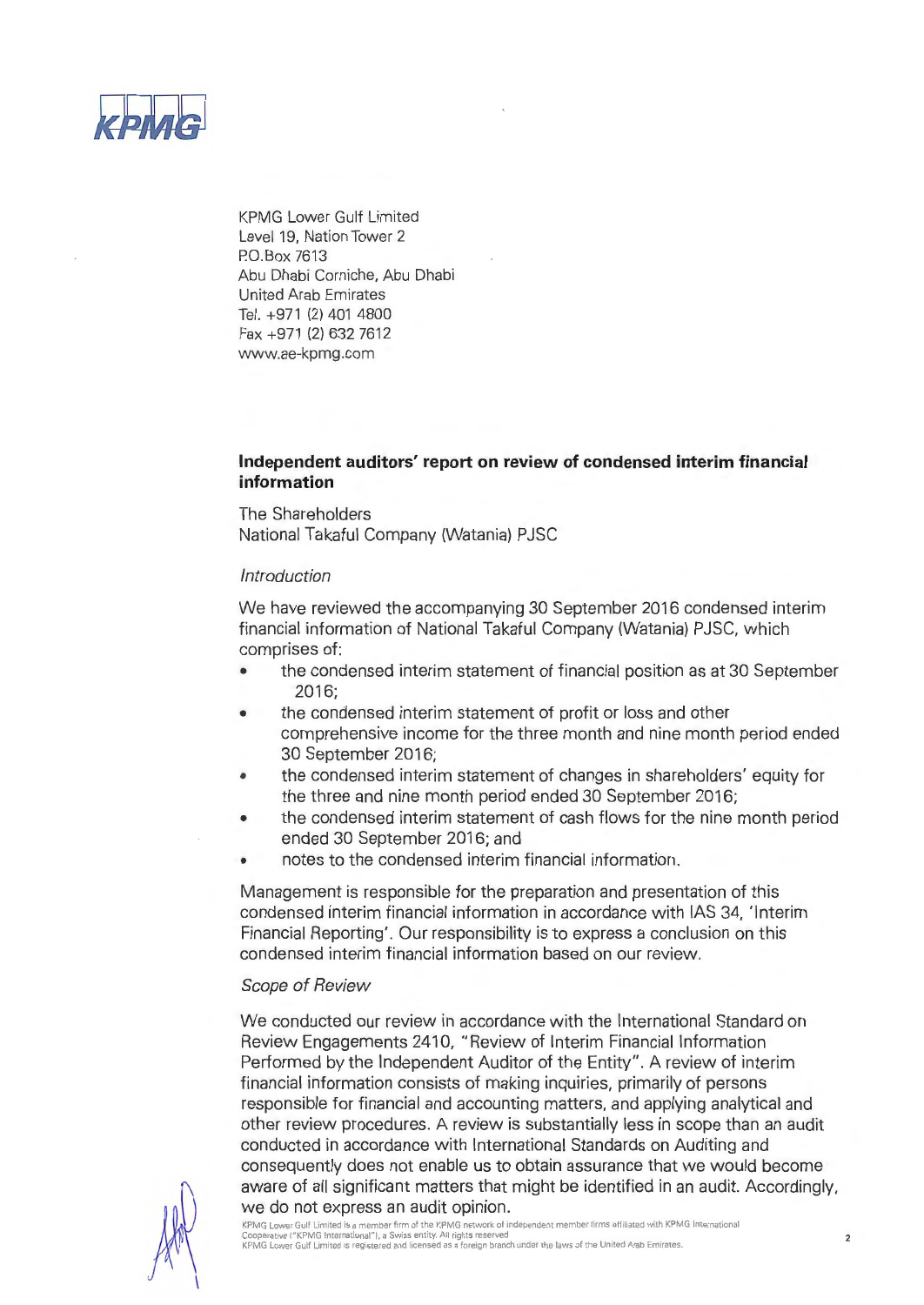KPMG

KPMG Lower Gulf Limited
Level 19, Nation Tower 2
P.O.Box 7613
Abu Dhabi Corniche, Abu Dhabi
United Arab Emirates
Tel. +971 (2) 401 4800
Fax +971 (2) 632 7612
www.ae-kpmg.com

**Independent auditors' report on review of condensed interim financial information**

The Shareholders
National Takaful Company (Watania) PJSC

*Introduction*

We have reviewed the accompanying 30 September 2016 condensed interim financial information of National Takaful Company (Watania) PJSC, which comprises of:

- the condensed interim statement of financial position as at 30 September 2016;
- the condensed interim statement of profit or loss and other comprehensive income for the three month and nine month period ended 30 September 2016;
- the condensed interim statement of changes in shareholders' equity for the three and nine month period ended 30 September 2016;
- the condensed interim statement of cash flows for the nine month period ended 30 September 2016; and
- notes to the condensed interim financial information.

Management is responsible for the preparation and presentation of this condensed interim financial information in accordance with IAS 34, 'Interim Financial Reporting'. Our responsibility is to express a conclusion on this condensed interim financial information based on our review.

*Scope of Review*

We conducted our review in accordance with the International Standard on Review Engagements 2410, "Review of Interim Financial Information Performed by the Independent Auditor of the Entity". A review of interim financial information consists of making inquiries, primarily of persons responsible for financial and accounting matters, and applying analytical and other review procedures. A review is substantially less in scope than an audit conducted in accordance with International Standards on Auditing and consequently does not enable us to obtain assurance that we would become aware of all significant matters that might be identified in an audit. Accordingly, we do not express an audit opinion.

KPMG Lower Gulf Limited is a member firm of the KPMG network of independent member firms affiliated with KPMG International Cooperative ("KPMG International"), a Swiss entity. All rights reserved
KPMG Lower Gulf Limited is registered and licensed as a foreign branch under the laws of the United Arab Emirates.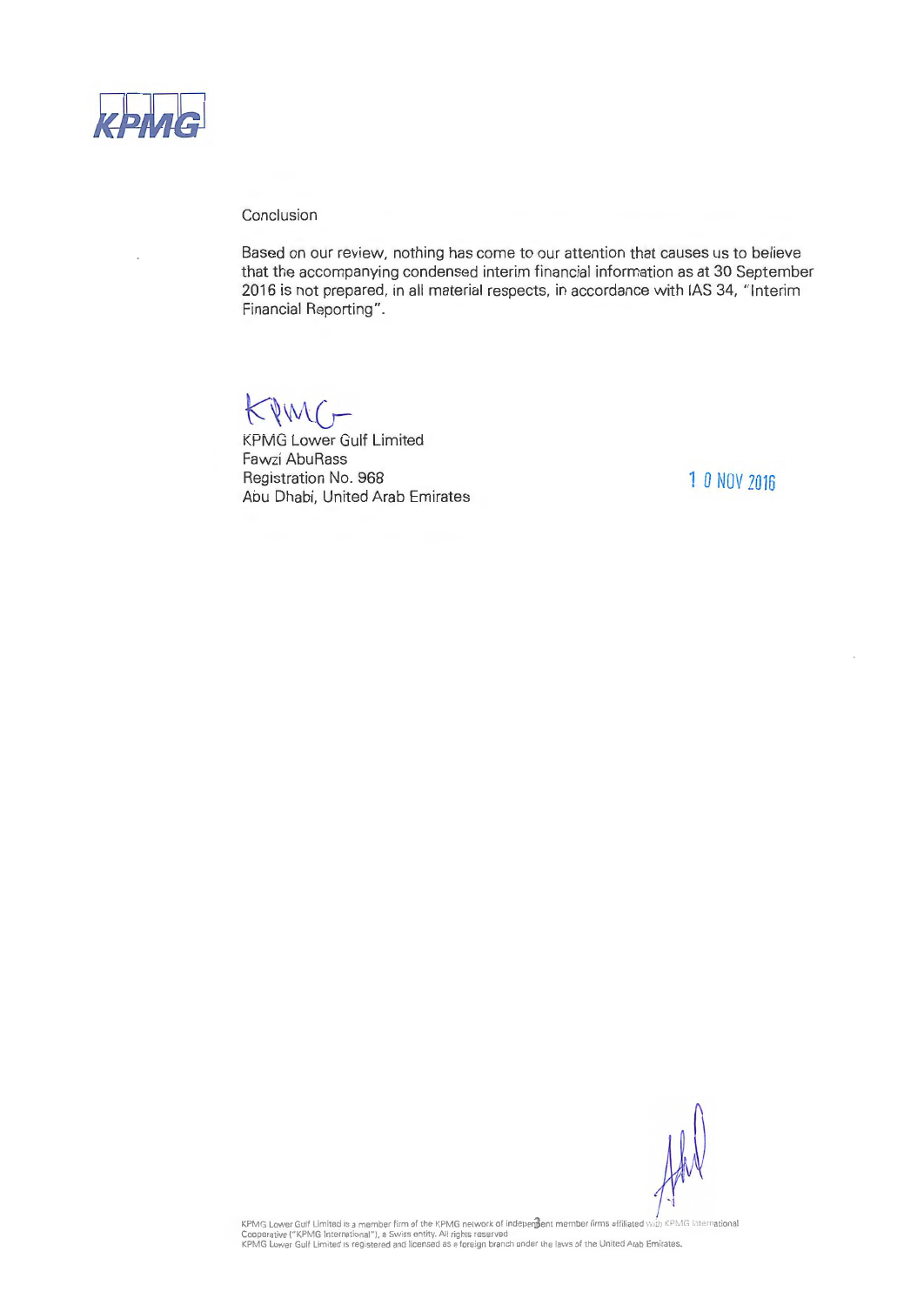Conclusion

Based on our review, nothing has come to our attention that causes us to believe that the accompanying condensed interim financial information as at 30 September 2016 is not prepared, in all material respects, in accordance with IAS 34, "Interim Financial Reporting".

KPMG Lower Gulf Limited
Fawzi AbuRass
Registration No. 968
Abu Dhabi, United Arab Emirates

10 NOV 2016

KPMG Lower Gulf Limited is a member firm of the KPMG network of independent member firms affiliated with KPMG International Cooperative ("KPMG International"), a Swiss entity. All rights reserved
KPMG Lower Gulf Limited is registered and licensed as a foreign branch under the laws of the United Arab Emirates.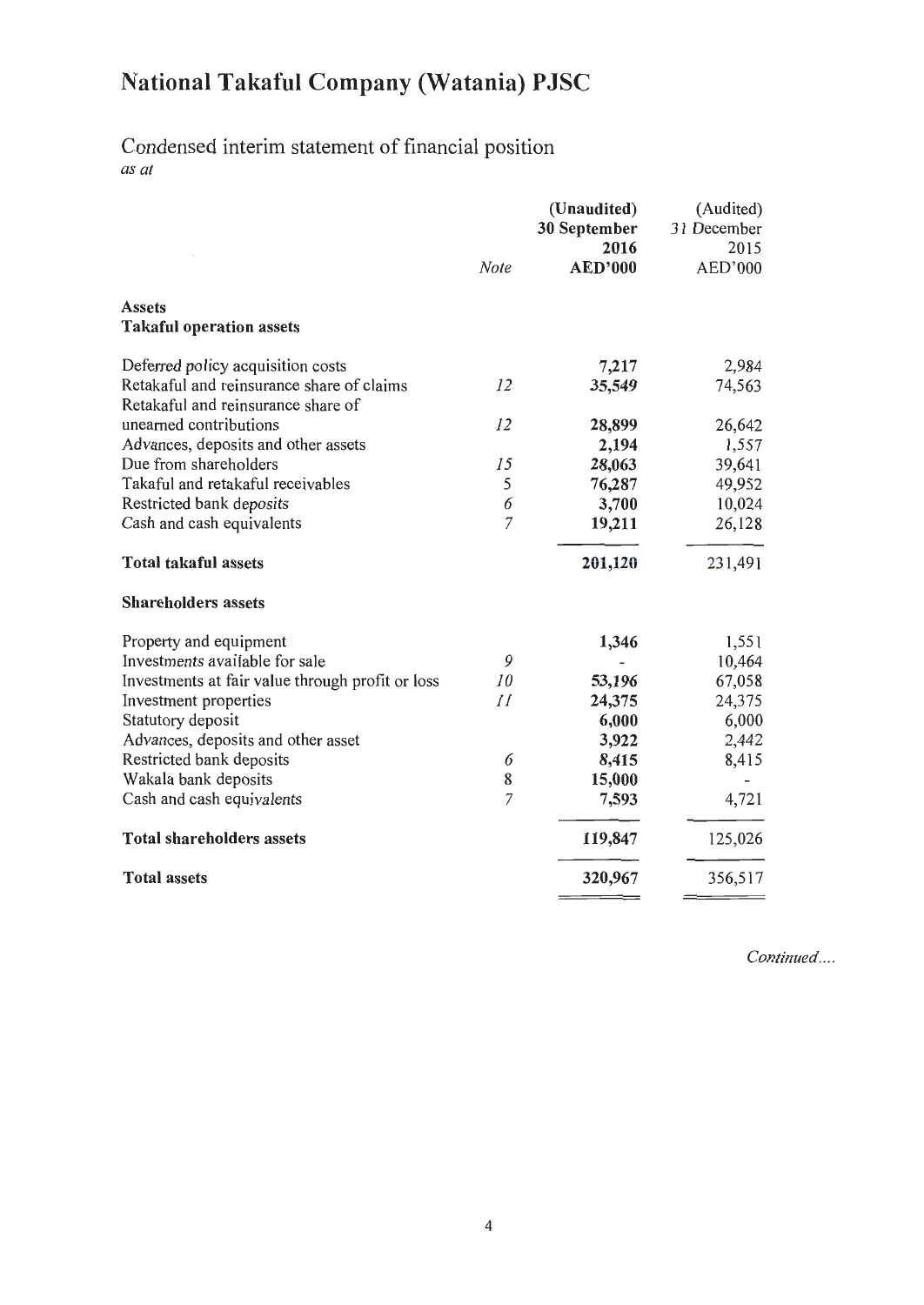# National Takaful Company (Watania) PJSC

## Condensed interim statement of financial position

*as at*

| | Note | (Unaudited) 30 September 2016 AED'000 | (Audited) 31 December 2015 AED'000 |
|---|---|---|---|
| **Assets** | | | |
| **Takaful operation assets** | | | |
| Deferred policy acquisition costs | | **7,217** | 2,984 |
| Retakaful and reinsurance share of claims | 12 | **35,549** | 74,563 |
| Retakaful and reinsurance share of unearned contributions | 12 | **28,899** | 26,642 |
| Advances, deposits and other assets | | **2,194** | 1,557 |
| Due from shareholders | 15 | **28,063** | 39,641 |
| Takaful and retakaful receivables | 5 | **76,287** | 49,952 |
| Restricted bank deposits | 6 | **3,700** | 10,024 |
| Cash and cash equivalents | 7 | **19,211** | 26,128 |
| **Total takaful assets** | | **201,120** | 231,491 |
| **Shareholders assets** | | | |
| Property and equipment | | **1,346** | 1,551 |
| Investments available for sale | 9 | **-** | 10,464 |
| Investments at fair value through profit or loss | 10 | **53,196** | 67,058 |
| Investment properties | 11 | **24,375** | 24,375 |
| Statutory deposit | | **6,000** | 6,000 |
| Advances, deposits and other asset | | **3,922** | 2,442 |
| Restricted bank deposits | 6 | **8,415** | 8,415 |
| Wakala bank deposits | 8 | **15,000** | - |
| Cash and cash equivalents | 7 | **7,593** | 4,721 |
| **Total shareholders assets** | | **119,847** | 125,026 |
| **Total assets** | | **320,967** | 356,517 |

*Continued....*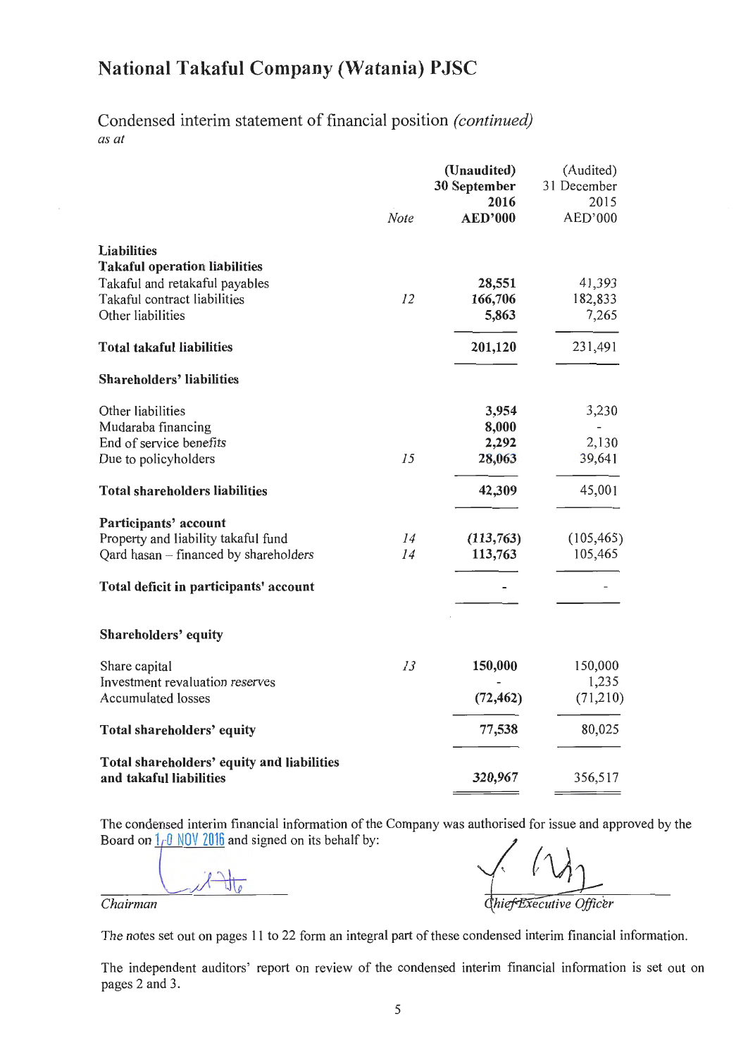# National Takaful Company (Watania) PJSC

## Condensed interim statement of financial position *(continued)*

*as at*

| | Note | (Unaudited) 30 September 2016 AED'000 | (Audited) 31 December 2015 AED'000 |
|---|---|---|---|
| **Liabilities** | | | |
| **Takaful operation liabilities** | | | |
| Takaful and retakaful payables | | **28,551** | 41,393 |
| Takaful contract liabilities | *12* | **166,706** | 182,833 |
| Other liabilities | | **5,863** | 7,265 |
| **Total takaful liabilities** | | **201,120** | 231,491 |
| **Shareholders' liabilities** | | | |
| Other liabilities | | **3,954** | 3,230 |
| Mudaraba financing | | **8,000** | - |
| End of service benefits | | **2,292** | 2,130 |
| Due to policyholders | *15* | **28,063** | 39,641 |
| **Total shareholders liabilities** | | **42,309** | 45,001 |
| **Participants' account** | | | |
| Property and liability takaful fund | *14* | ***(113,763)*** | (105,465) |
| Qard hasan – financed by shareholders | *14* | **113,763** | 105,465 |
| **Total deficit in participants' account** | | **-** | - |
| **Shareholders' equity** | | | |
| Share capital | *13* | **150,000** | 150,000 |
| Investment revaluation reserves | | **-** | 1,235 |
| Accumulated losses | | **(72,462)** | (71,210) |
| **Total shareholders' equity** | | **77,538** | 80,025 |
| **Total shareholders' equity and liabilities and takaful liabilities** | | **320,967** | 356,517 |

The condensed interim financial information of the Company was authorised for issue and approved by the Board on 10 NOV 2016 and signed on its behalf by:

*Chairman*

*Chief Executive Officer*

The notes set out on pages 11 to 22 form an integral part of these condensed interim financial information.

The independent auditors' report on review of the condensed interim financial information is set out on pages 2 and 3.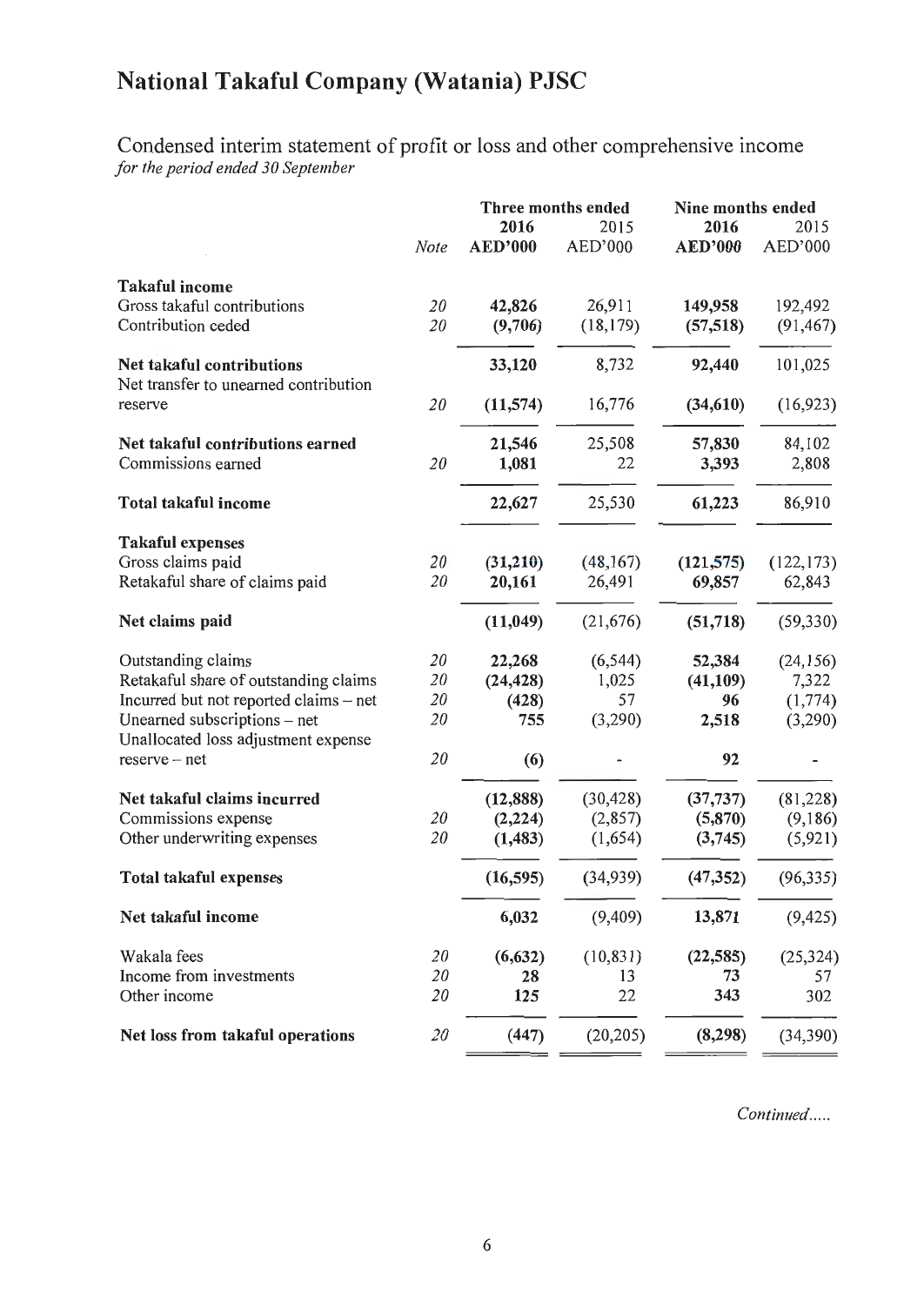# National Takaful Company (Watania) PJSC

Condensed interim statement of profit or loss and other comprehensive income
*for the period ended 30 September*

| | Note | Three months ended 2016 AED'000 | Three months ended 2015 AED'000 | Nine months ended 2016 AED'000 | Nine months ended 2015 AED'000 |
|---|---|---|---|---|---|
| **Takaful income** | | | | | |
| Gross takaful contributions | 20 | **42,826** | 26,911 | **149,958** | 192,492 |
| Contribution ceded | 20 | **(9,706)** | (18,179) | **(57,518)** | (91,467) |
| **Net takaful contributions** | | **33,120** | 8,732 | **92,440** | 101,025 |
| Net transfer to unearned contribution reserve | 20 | **(11,574)** | 16,776 | **(34,610)** | (16,923) |
| **Net takaful contributions earned** | | **21,546** | 25,508 | **57,830** | 84,102 |
| Commissions earned | 20 | **1,081** | 22 | **3,393** | 2,808 |
| **Total takaful income** | | **22,627** | 25,530 | **61,223** | 86,910 |
| **Takaful expenses** | | | | | |
| Gross claims paid | 20 | **(31,210)** | (48,167) | **(121,575)** | (122,173) |
| Retakaful share of claims paid | 20 | **20,161** | 26,491 | **69,857** | 62,843 |
| **Net claims paid** | | **(11,049)** | (21,676) | **(51,718)** | (59,330) |
| Outstanding claims | 20 | **22,268** | (6,544) | **52,384** | (24,156) |
| Retakaful share of outstanding claims | 20 | **(24,428)** | 1,025 | **(41,109)** | 7,322 |
| Incurred but not reported claims – net | 20 | **(428)** | 57 | **96** | (1,774) |
| Unearned subscriptions – net | 20 | **755** | (3,290) | **2,518** | (3,290) |
| Unallocated loss adjustment expense reserve – net | 20 | **(6)** | - | **92** | - |
| **Net takaful claims incurred** | | **(12,888)** | (30,428) | **(37,737)** | (81,228) |
| Commissions expense | 20 | **(2,224)** | (2,857) | **(5,870)** | (9,186) |
| Other underwriting expenses | 20 | **(1,483)** | (1,654) | **(3,745)** | (5,921) |
| **Total takaful expenses** | | **(16,595)** | (34,939) | **(47,352)** | (96,335) |
| **Net takaful income** | | **6,032** | (9,409) | **13,871** | (9,425) |
| Wakala fees | 20 | **(6,632)** | (10,831) | **(22,585)** | (25,324) |
| Income from investments | 20 | **28** | 13 | **73** | 57 |
| Other income | 20 | **125** | 22 | **343** | 302 |
| **Net loss from takaful operations** | 20 | **(447)** | (20,205) | **(8,298)** | (34,390) |

*Continued.....*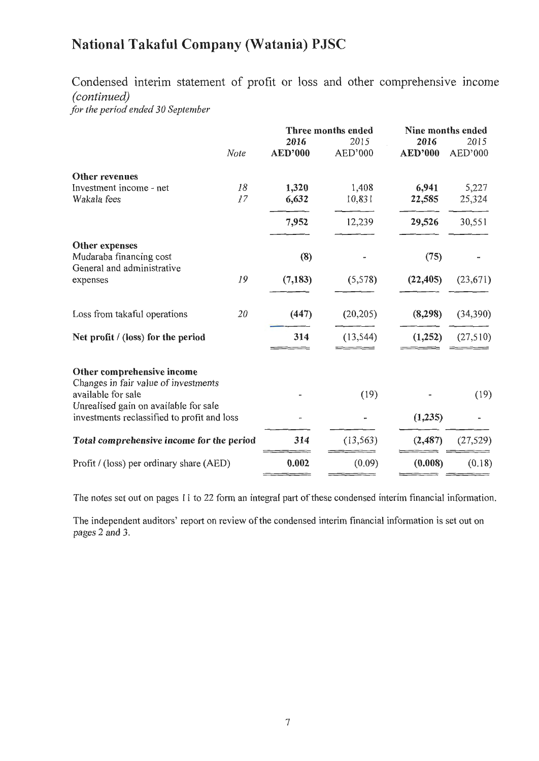# National Takaful Company (Watania) PJSC

## Condensed interim statement of profit or loss and other comprehensive income *(continued)*

*for the period ended 30 September*

| | Note | Three months ended 2016 AED'000 | Three months ended 2015 AED'000 | Nine months ended 2016 AED'000 | Nine months ended 2015 AED'000 |
|---|---|---|---|---|---|
| **Other revenues** | | | | | |
| Investment income - net | *18* | **1,320** | 1,408 | **6,941** | 5,227 |
| Wakala fees | *17* | **6,632** | 10,831 | **22,585** | 25,324 |
| | | **7,952** | 12,239 | **29,526** | 30,551 |
| **Other expenses** | | | | | |
| Mudaraba financing cost | | **(8)** | - | **(75)** | - |
| General and administrative expenses | *19* | **(7,183)** | (5,578) | **(22,405)** | (23,671) |
| Loss from takaful operations | *20* | **(447)** | (20,205) | **(8,298)** | (34,390) |
| **Net profit / (loss) for the period** | | **314** | (13,544) | **(1,252)** | (27,510) |
| **Other comprehensive income** | | | | | |
| Changes in fair value of investments available for sale | | - | (19) | - | (19) |
| Unrealised gain on available for sale investments reclassified to profit and loss | | - | - | **(1,235)** | - |
| ***Total comprehensive income for the period*** | | **314** | (13,563) | **(2,487)** | (27,529) |
| Profit / (loss) per ordinary share (AED) | | **0.002** | (0.09) | **(0.008)** | (0.18) |

The notes set out on pages 11 to 22 form an integral part of these condensed interim financial information.

The independent auditors' report on review of the condensed interim financial information is set out on pages 2 and 3.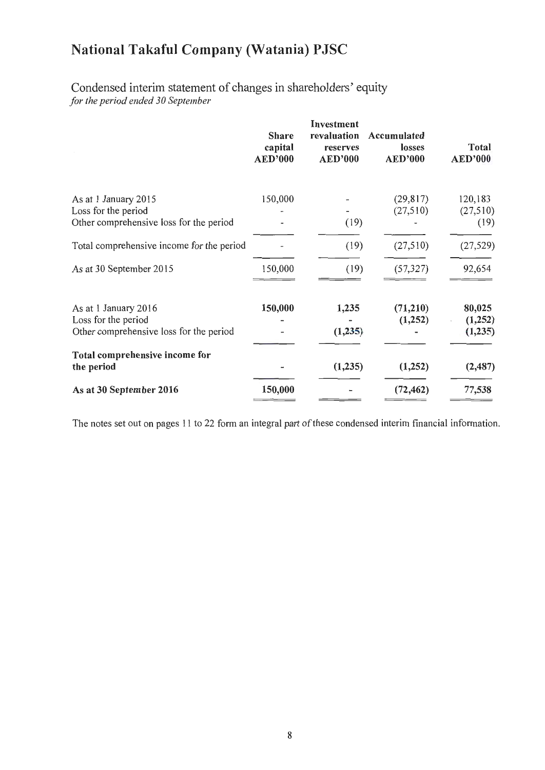# National Takaful Company (Watania) PJSC

Condensed interim statement of changes in shareholders' equity
*for the period ended 30 September*

| | Share capital AED'000 | Investment revaluation reserves AED'000 | Accumulated losses AED'000 | Total AED'000 |
|---|---|---|---|---|
| As at 1 January 2015 | 150,000 | - | (29,817) | 120,183 |
| Loss for the period | - | - | (27,510) | (27,510) |
| Other comprehensive loss for the period | - | (19) | - | (19) |
| Total comprehensive income for the period | - | (19) | (27,510) | (27,529) |
| As at 30 September 2015 | 150,000 | (19) | (57,327) | 92,654 |
| | | | | |
| **As at 1 January 2016** | **150,000** | **1,235** | **(71,210)** | **80,025** |
| **Loss for the period** | **-** | **-** | **(1,252)** | **(1,252)** |
| **Other comprehensive loss for the period** | **-** | **(1,235)** | **-** | **(1,235)** |
| **Total comprehensive income for the period** | **-** | **(1,235)** | **(1,252)** | **(2,487)** |
| **As at 30 September 2016** | **150,000** | **-** | **(72,462)** | **77,538** |

The notes set out on pages 11 to 22 form an integral part of these condensed interim financial information.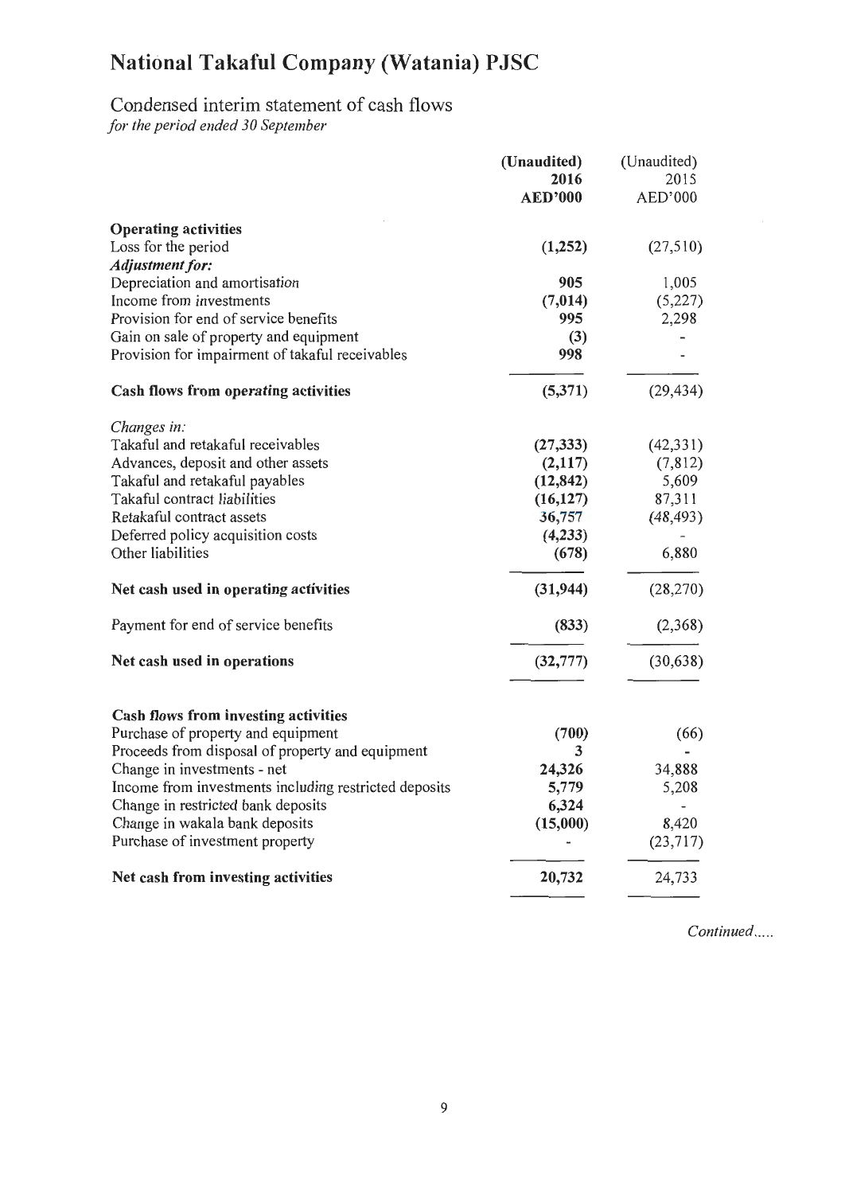# National Takaful Company (Watania) PJSC

## Condensed interim statement of cash flows

*for the period ended 30 September*

| | **(Unaudited) 2016 AED'000** | (Unaudited) 2015 AED'000 |
|---|---|---|
| **Operating activities** | | |
| Loss for the period | **(1,252)** | (27,510) |
| ***Adjustment for:*** | | |
| Depreciation and amortisation | **905** | 1,005 |
| Income from investments | **(7,014)** | (5,227) |
| Provision for end of service benefits | **995** | 2,298 |
| Gain on sale of property and equipment | **(3)** | - |
| Provision for impairment of takaful receivables | **998** | - |
| **Cash flows from operating activities** | **(5,371)** | (29,434) |
| *Changes in:* | | |
| Takaful and retakaful receivables | **(27,333)** | (42,331) |
| Advances, deposit and other assets | **(2,117)** | (7,812) |
| Takaful and retakaful payables | **(12,842)** | 5,609 |
| Takaful contract liabilities | **(16,127)** | 87,311 |
| Retakaful contract assets | **36,757** | (48,493) |
| Deferred policy acquisition costs | **(4,233)** | - |
| Other liabilities | **(678)** | 6,880 |
| **Net cash used in operating activities** | **(31,944)** | (28,270) |
| Payment for end of service benefits | **(833)** | (2,368) |
| **Net cash used in operations** | **(32,777)** | (30,638) |
| **Cash flows from investing activities** | | |
| Purchase of property and equipment | **(700)** | (66) |
| Proceeds from disposal of property and equipment | **3** | - |
| Change in investments - net | **24,326** | 34,888 |
| Income from investments including restricted deposits | **5,779** | 5,208 |
| Change in restricted bank deposits | **6,324** | - |
| Change in wakala bank deposits | **(15,000)** | 8,420 |
| Purchase of investment property | - | (23,717) |
| **Net cash from investing activities** | **20,732** | 24,733 |

*Continued.....*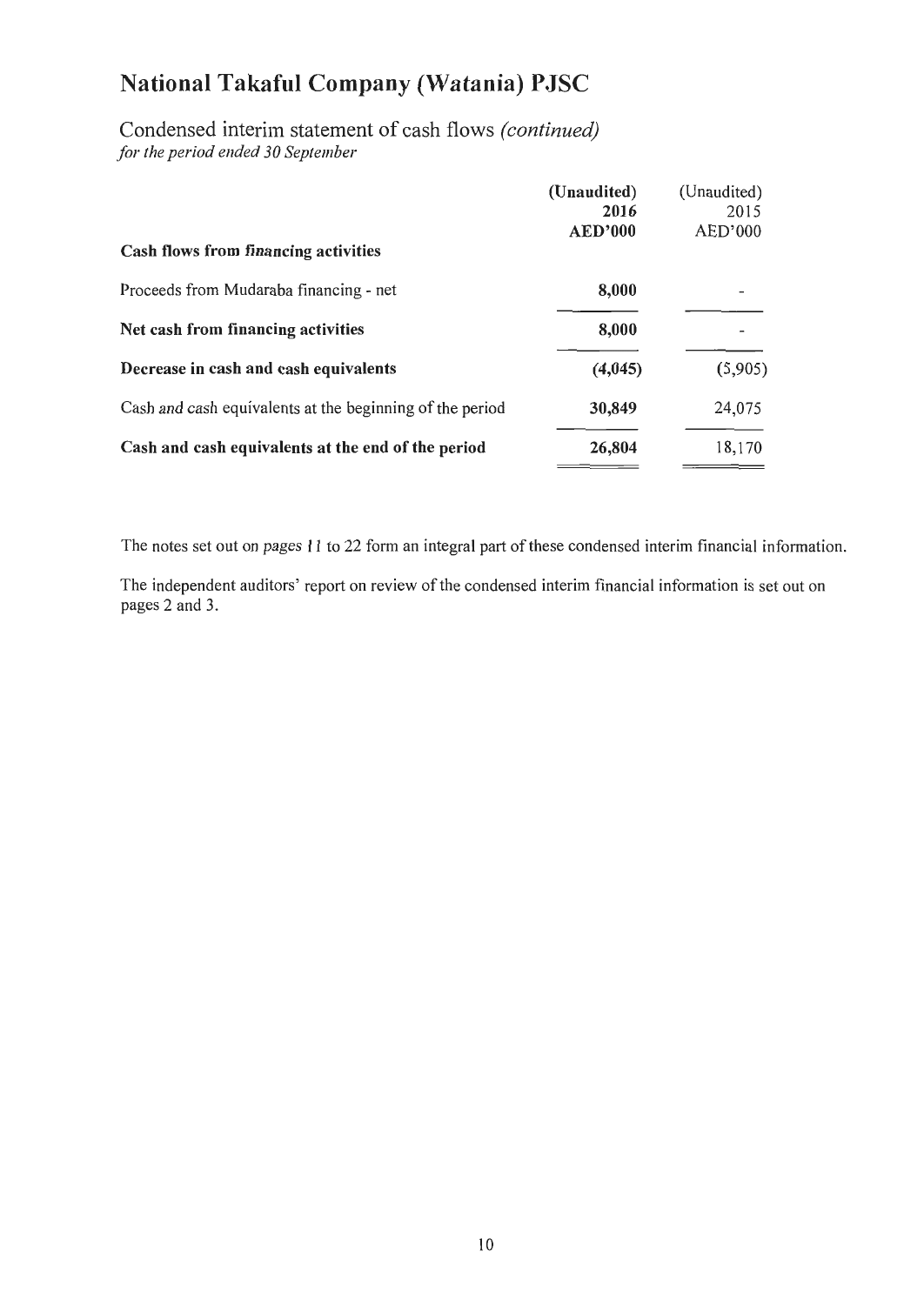# National Takaful Company (Watania) PJSC

## Condensed interim statement of cash flows *(continued)*

*for the period ended 30 September*

| | **(Unaudited) 2016 AED'000** | (Unaudited) 2015 AED'000 |
|---|---|---|
| **Cash flows from financing activities** | | |
| Proceeds from Mudaraba financing - net | **8,000** | - |
| **Net cash from financing activities** | **8,000** | - |
| **Decrease in cash and cash equivalents** | **(4,045)** | (5,905) |
| Cash and cash equivalents at the beginning of the period | **30,849** | 24,075 |
| **Cash and cash equivalents at the end of the period** | **26,804** | 18,170 |

The notes set out on pages 11 to 22 form an integral part of these condensed interim financial information.

The independent auditors' report on review of the condensed interim financial information is set out on pages 2 and 3.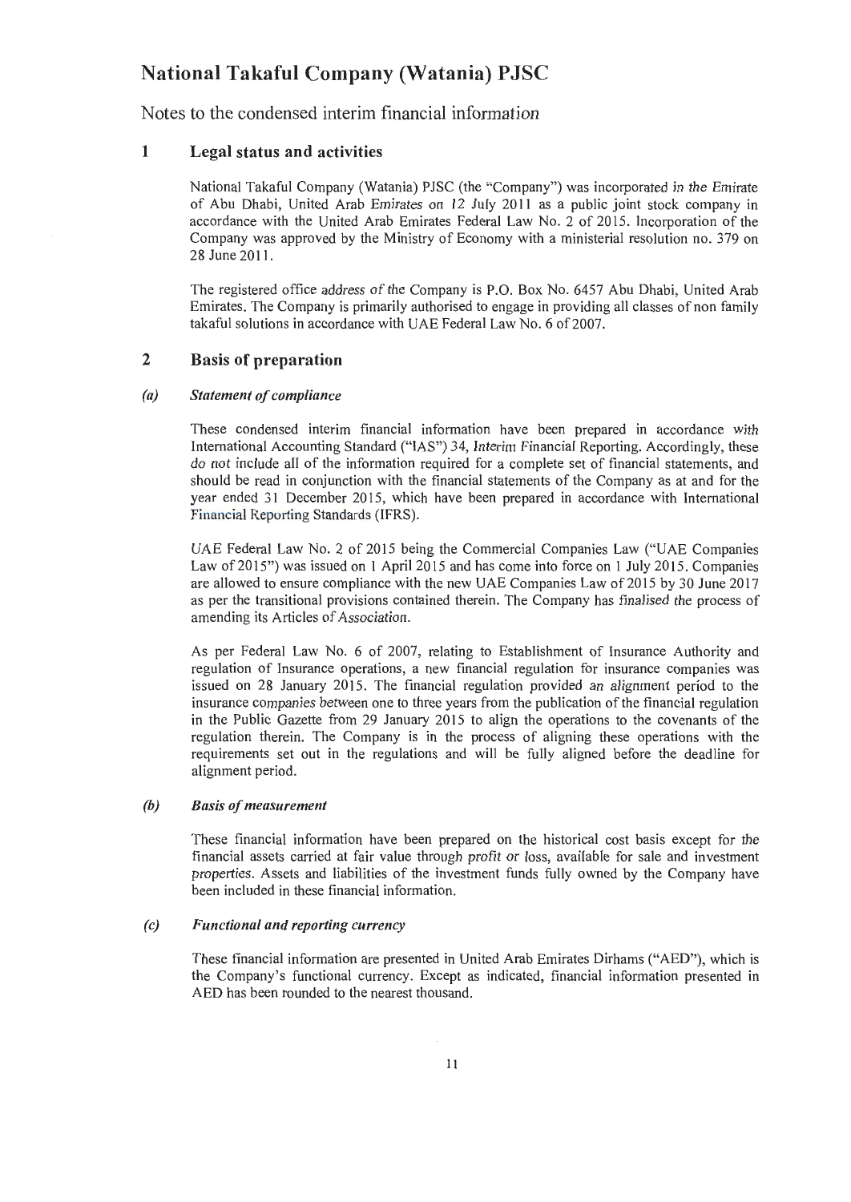# National Takaful Company (Watania) PJSC

Notes to the condensed interim financial information

## 1 Legal status and activities

National Takaful Company (Watania) PJSC (the "Company") was incorporated in the Emirate of Abu Dhabi, United Arab Emirates on 12 July 2011 as a public joint stock company in accordance with the United Arab Emirates Federal Law No. 2 of 2015. Incorporation of the Company was approved by the Ministry of Economy with a ministerial resolution no. 379 on 28 June 2011.

The registered office address of the Company is P.O. Box No. 6457 Abu Dhabi, United Arab Emirates. The Company is primarily authorised to engage in providing all classes of non family takaful solutions in accordance with UAE Federal Law No. 6 of 2007.

## 2 Basis of preparation

### (a) *Statement of compliance*

These condensed interim financial information have been prepared in accordance with International Accounting Standard ("IAS") 34, Interim Financial Reporting. Accordingly, these do not include all of the information required for a complete set of financial statements, and should be read in conjunction with the financial statements of the Company as at and for the year ended 31 December 2015, which have been prepared in accordance with International Financial Reporting Standards (IFRS).

UAE Federal Law No. 2 of 2015 being the Commercial Companies Law ("UAE Companies Law of 2015") was issued on 1 April 2015 and has come into force on 1 July 2015. Companies are allowed to ensure compliance with the new UAE Companies Law of 2015 by 30 June 2017 as per the transitional provisions contained therein. The Company has finalised the process of amending its Articles of Association.

As per Federal Law No. 6 of 2007, relating to Establishment of Insurance Authority and regulation of Insurance operations, a new financial regulation for insurance companies was issued on 28 January 2015. The financial regulation provided an alignment period to the insurance companies between one to three years from the publication of the financial regulation in the Public Gazette from 29 January 2015 to align the operations to the covenants of the regulation therein. The Company is in the process of aligning these operations with the requirements set out in the regulations and will be fully aligned before the deadline for alignment period.

### (b) *Basis of measurement*

These financial information have been prepared on the historical cost basis except for the financial assets carried at fair value through profit or loss, available for sale and investment properties. Assets and liabilities of the investment funds fully owned by the Company have been included in these financial information.

### (c) *Functional and reporting currency*

These financial information are presented in United Arab Emirates Dirhams ("AED"), which is the Company's functional currency. Except as indicated, financial information presented in AED has been rounded to the nearest thousand.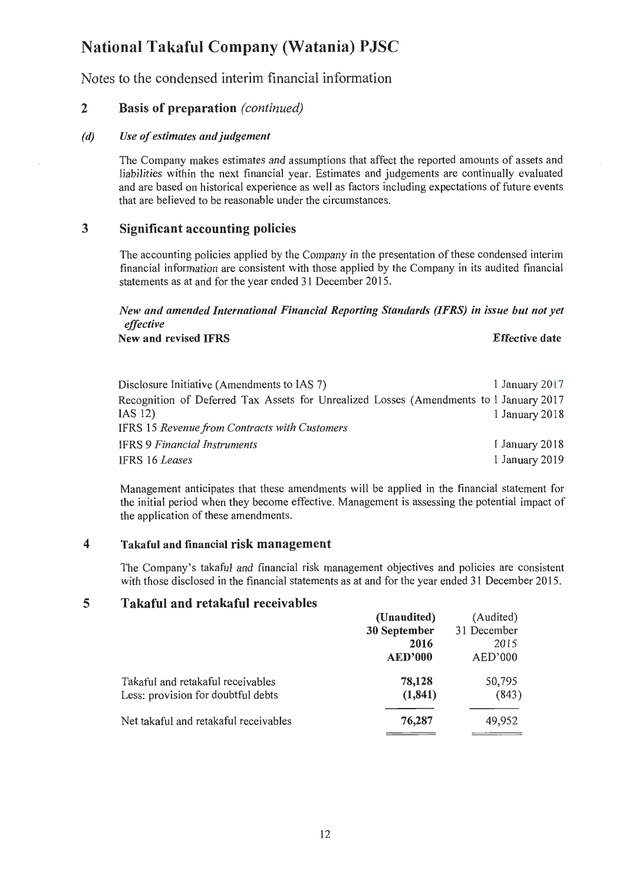# National Takaful Company (Watania) PJSC

Notes to the condensed interim financial information

## 2 Basis of preparation *(continued)*

### *(d) Use of estimates and judgement*

The Company makes estimates and assumptions that affect the reported amounts of assets and liabilities within the next financial year. Estimates and judgements are continually evaluated and are based on historical experience as well as factors including expectations of future events that are believed to be reasonable under the circumstances.

## 3 Significant accounting policies

The accounting policies applied by the Company in the presentation of these condensed interim financial information are consistent with those applied by the Company in its audited financial statements as at and for the year ended 31 December 2015.

***New and amended International Financial Reporting Standards (IFRS) in issue but not yet effective***

| New and revised IFRS | Effective date |
|---|---|
| Disclosure Initiative (Amendments to IAS 7) | 1 January 2017 |
| Recognition of Deferred Tax Assets for Unrealized Losses (Amendments to IAS 12) | 1 January 2017 |
| IFRS 15 *Revenue from Contracts with Customers* | 1 January 2018 |
| IFRS 9 *Financial Instruments* | 1 January 2018 |
| IFRS 16 *Leases* | 1 January 2019 |

Management anticipates that these amendments will be applied in the financial statement for the initial period when they become effective. Management is assessing the potential impact of the application of these amendments.

## 4 Takaful and financial risk management

The Company's takaful and financial risk management objectives and policies are consistent with those disclosed in the financial statements as at and for the year ended 31 December 2015.

## 5 Takaful and retakaful receivables

| | **(Unaudited) 30 September 2016 AED'000** | (Audited) 31 December 2015 AED'000 |
|---|---|---|
| Takaful and retakaful receivables | **78,128** | 50,795 |
| Less: provision for doubtful debts | **(1,841)** | (843) |
| Net takaful and retakaful receivables | **76,287** | 49,952 |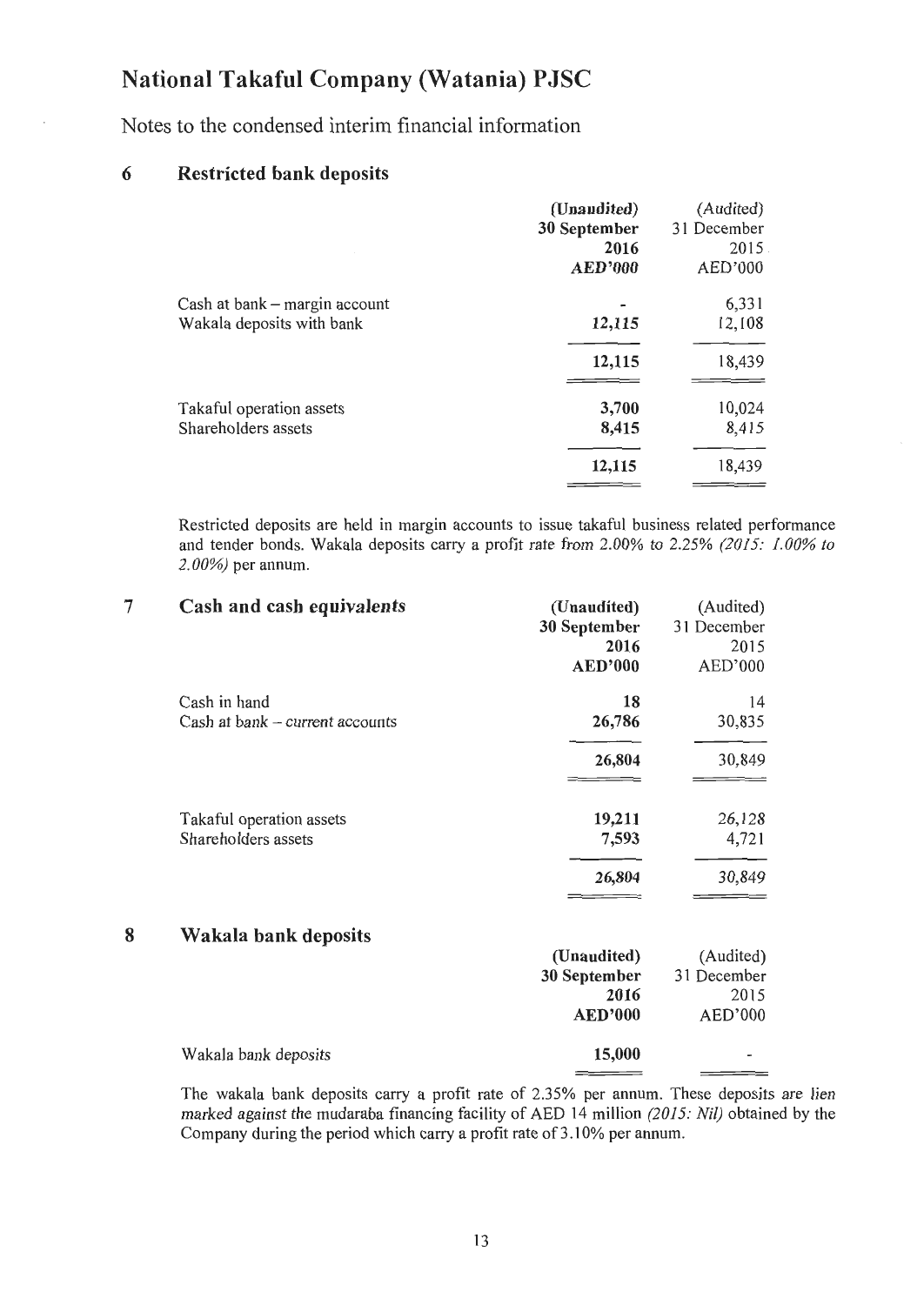# National Takaful Company (Watania) PJSC

Notes to the condensed interim financial information

## 6 Restricted bank deposits

| | (Unaudited) 30 September 2016 AED'000 | (Audited) 31 December 2015 AED'000 |
|---|---|---|
| Cash at bank – margin account | - | 6,331 |
| Wakala deposits with bank | 12,115 | 12,108 |
| | 12,115 | 18,439 |
| Takaful operation assets | 3,700 | 10,024 |
| Shareholders assets | 8,415 | 8,415 |
| | 12,115 | 18,439 |

Restricted deposits are held in margin accounts to issue takaful business related performance and tender bonds. Wakala deposits carry a profit rate from 2.00% to 2.25% *(2015: 1.00% to 2.00%)* per annum.

## 7 Cash and cash equivalents

| | (Unaudited) 30 September 2016 AED'000 | (Audited) 31 December 2015 AED'000 |
|---|---|---|
| Cash in hand | 18 | 14 |
| Cash at bank – current accounts | 26,786 | 30,835 |
| | 26,804 | 30,849 |
| Takaful operation assets | 19,211 | 26,128 |
| Shareholders assets | 7,593 | 4,721 |
| | 26,804 | 30,849 |

## 8 Wakala bank deposits

| | (Unaudited) 30 September 2016 AED'000 | (Audited) 31 December 2015 AED'000 |
|---|---|---|
| Wakala bank deposits | 15,000 | - |

The wakala bank deposits carry a profit rate of 2.35% per annum. These deposits are lien marked against the mudaraba financing facility of AED 14 million *(2015: Nil)* obtained by the Company during the period which carry a profit rate of 3.10% per annum.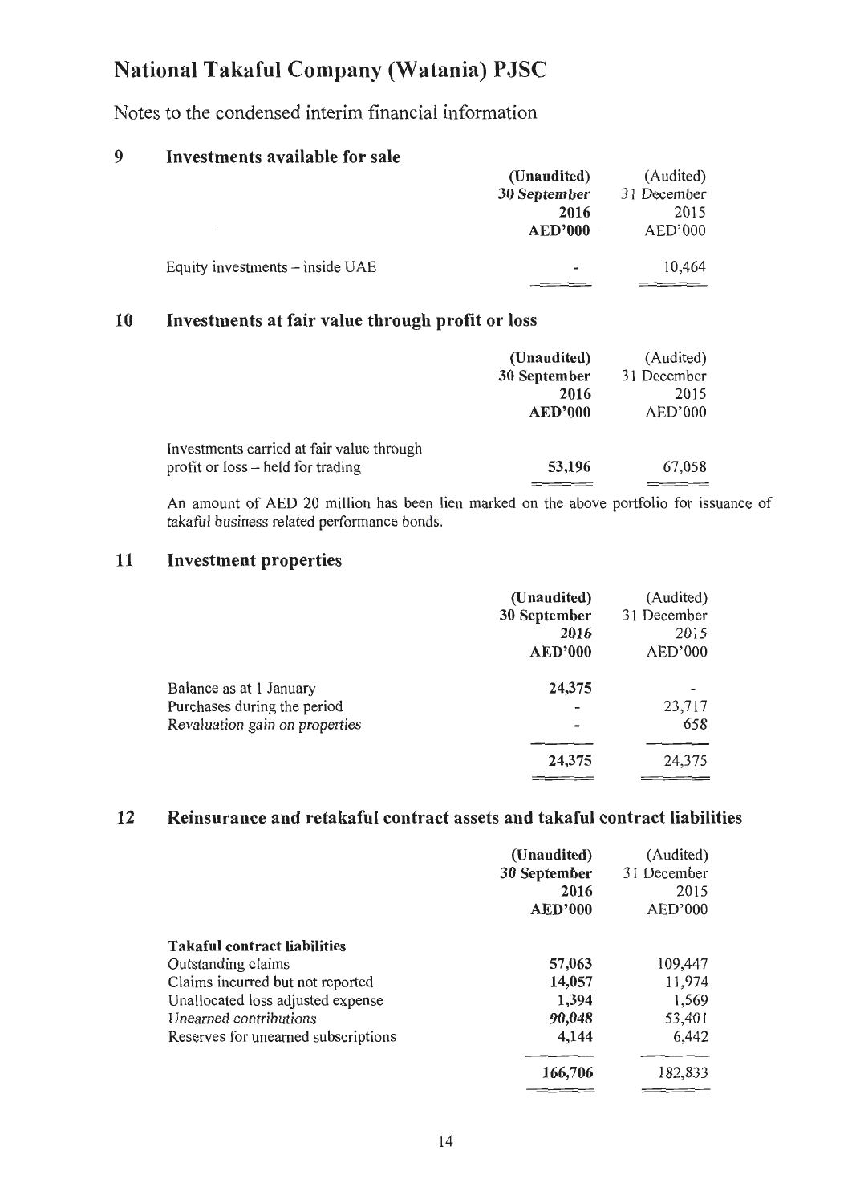# National Takaful Company (Watania) PJSC

Notes to the condensed interim financial information

## 9 Investments available for sale

| | (Unaudited) 30 September 2016 AED'000 | (Audited) 31 December 2015 AED'000 |
|---|---|---|
| Equity investments – inside UAE | - | 10,464 |

## 10 Investments at fair value through profit or loss

| | (Unaudited) 30 September 2016 AED'000 | (Audited) 31 December 2015 AED'000 |
|---|---|---|
| Investments carried at fair value through profit or loss – held for trading | **53,196** | 67,058 |

An amount of AED 20 million has been lien marked on the above portfolio for issuance of takaful business related performance bonds.

## 11 Investment properties

| | (Unaudited) 30 September 2016 AED'000 | (Audited) 31 December 2015 AED'000 |
|---|---|---|
| Balance as at 1 January | **24,375** | - |
| Purchases during the period | - | 23,717 |
| Revaluation gain on properties | - | 658 |
| | **24,375** | 24,375 |

## 12 Reinsurance and retakaful contract assets and takaful contract liabilities

| | (Unaudited) 30 September 2016 AED'000 | (Audited) 31 December 2015 AED'000 |
|---|---|---|
| **Takaful contract liabilities** | | |
| Outstanding claims | **57,063** | 109,447 |
| Claims incurred but not reported | **14,057** | 11,974 |
| Unallocated loss adjusted expense | **1,394** | 1,569 |
| Unearned contributions | **90,048** | 53,401 |
| Reserves for unearned subscriptions | **4,144** | 6,442 |
| | **166,706** | 182,833 |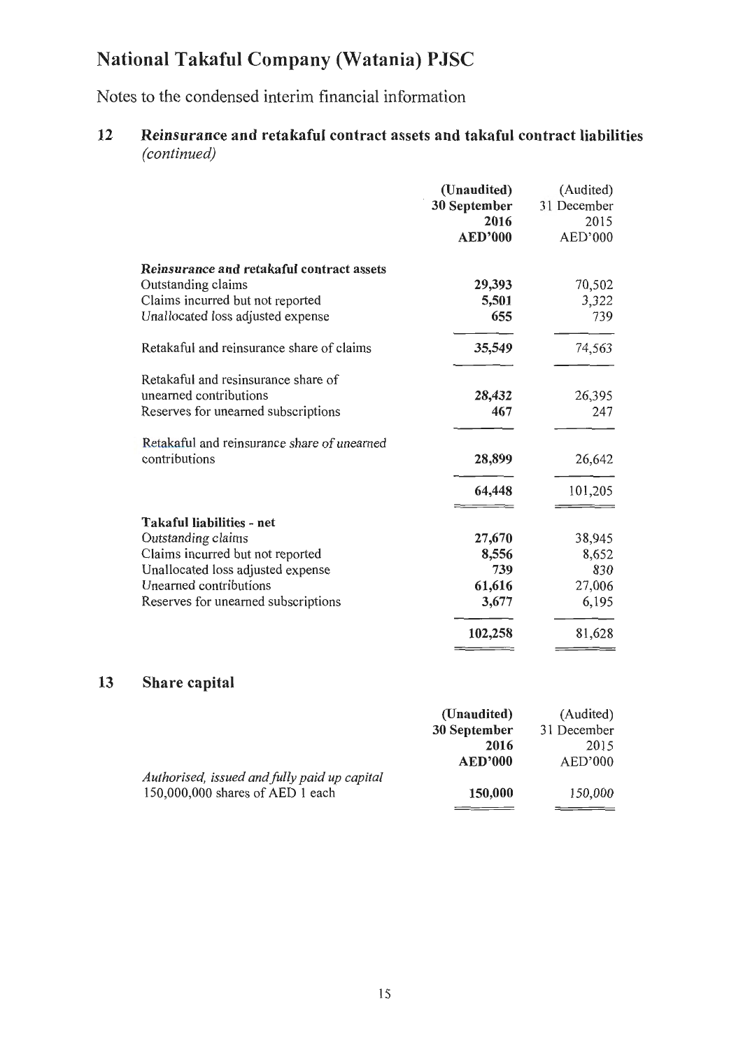# National Takaful Company (Watania) PJSC

Notes to the condensed interim financial information

## 12 Reinsurance and retakaful contract assets and takaful contract liabilities *(continued)*

| | **(Unaudited) 30 September 2016 AED'000** | (Audited) 31 December 2015 AED'000 |
|---|---|---|
| ***Reinsurance and retakaful contract assets*** | | |
| Outstanding claims | **29,393** | 70,502 |
| Claims incurred but not reported | **5,501** | 3,322 |
| Unallocated loss adjusted expense | **655** | 739 |
| Retakaful and reinsurance share of claims | **35,549** | 74,563 |
| Retakaful and resinsurance share of unearned contributions | **28,432** | 26,395 |
| Reserves for unearned subscriptions | **467** | 247 |
| Retakaful and reinsurance share of unearned contributions | **28,899** | 26,642 |
| | **64,448** | 101,205 |
| **Takaful liabilities - net** | | |
| Outstanding claims | **27,670** | 38,945 |
| Claims incurred but not reported | **8,556** | 8,652 |
| Unallocated loss adjusted expense | **739** | 830 |
| Unearned contributions | **61,616** | 27,006 |
| Reserves for unearned subscriptions | **3,677** | 6,195 |
| | **102,258** | 81,628 |

## 13 Share capital

| | **(Unaudited) 30 September 2016 AED'000** | (Audited) 31 December 2015 AED'000 |
|---|---|---|
| *Authorised, issued and fully paid up capital* | | |
| 150,000,000 shares of AED 1 each | **150,000** | 150,000 |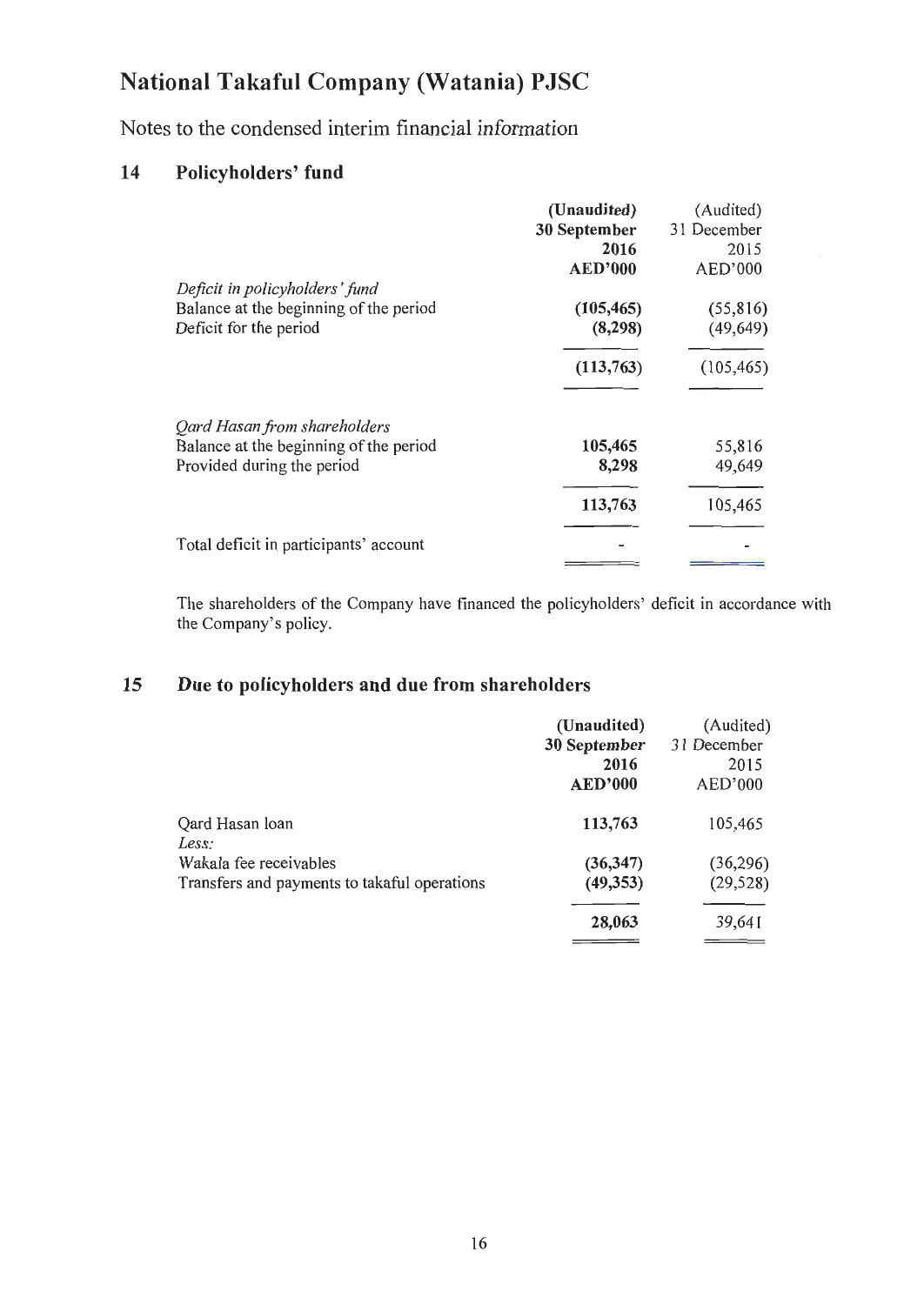# National Takaful Company (Watania) PJSC

Notes to the condensed interim financial information

## 14 Policyholders' fund

| | (Unaudited) 30 September 2016 AED'000 | (Audited) 31 December 2015 AED'000 |
|---|---|---|
| *Deficit in policyholders' fund* | | |
| Balance at the beginning of the period | **(105,465)** | (55,816) |
| Deficit for the period | **(8,298)** | (49,649) |
| | **(113,763)** | (105,465) |
| *Qard Hasan from shareholders* | | |
| Balance at the beginning of the period | **105,465** | 55,816 |
| Provided during the period | **8,298** | 49,649 |
| | **113,763** | 105,465 |
| Total deficit in participants' account | **-** | - |

The shareholders of the Company have financed the policyholders' deficit in accordance with the Company's policy.

## 15 Due to policyholders and due from shareholders

| | (Unaudited) 30 September 2016 AED'000 | (Audited) 31 December 2015 AED'000 |
|---|---|---|
| Qard Hasan loan | **113,763** | 105,465 |
| *Less:* | | |
| Wakala fee receivables | **(36,347)** | (36,296) |
| Transfers and payments to takaful operations | **(49,353)** | (29,528) |
| | **28,063** | 39,641 |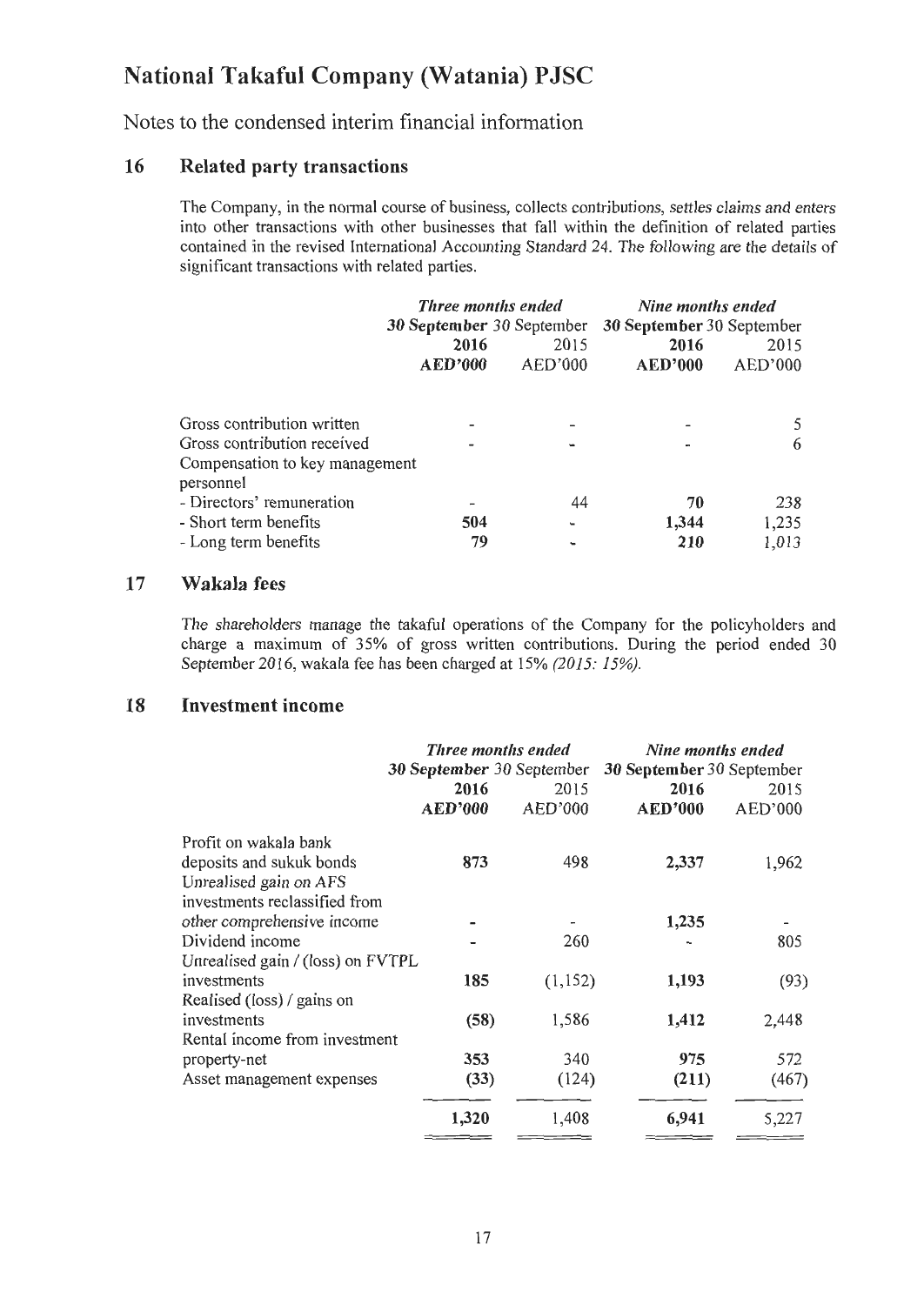# National Takaful Company (Watania) PJSC

Notes to the condensed interim financial information

## 16 Related party transactions

The Company, in the normal course of business, collects contributions, settles claims and enters into other transactions with other businesses that fall within the definition of related parties contained in the revised International Accounting Standard 24. The following are the details of significant transactions with related parties.

| | *Three months ended* | | *Nine months ended* | |
|---|---|---|---|---|
| | **30 September 2016** | 30 September 2015 | **30 September 2016** | 30 September 2015 |
| | **AED'000** | AED'000 | **AED'000** | AED'000 |
| Gross contribution written | - | - | - | 5 |
| Gross contribution received | - | - | - | 6 |
| Compensation to key management personnel | | | | |
| - Directors' remuneration | - | 44 | **70** | 238 |
| - Short term benefits | **504** | - | **1,344** | 1,235 |
| - Long term benefits | **79** | - | **210** | 1,013 |

## 17 Wakala fees

The shareholders manage the takaful operations of the Company for the policyholders and charge a maximum of 35% of gross written contributions. During the period ended 30 September 2016, wakala fee has been charged at 15% *(2015: 15%)*.

## 18 Investment income

| | *Three months ended* | | *Nine months ended* | |
|---|---|---|---|---|
| | **30 September 2016** | 30 September 2015 | **30 September 2016** | 30 September 2015 |
| | **AED'000** | AED'000 | **AED'000** | AED'000 |
| Profit on wakala bank deposits and sukuk bonds | **873** | 498 | **2,337** | 1,962 |
| Unrealised gain on AFS investments reclassified from other comprehensive income | - | - | **1,235** | - |
| Dividend income | - | 260 | - | 805 |
| Unrealised gain / (loss) on FVTPL investments | **185** | (1,152) | **1,193** | (93) |
| Realised (loss) / gains on investments | **(58)** | 1,586 | **1,412** | 2,448 |
| Rental income from investment property-net | **353** | 340 | **975** | 572 |
| Asset management expenses | **(33)** | (124) | **(211)** | (467) |
| | **1,320** | 1,408 | **6,941** | 5,227 |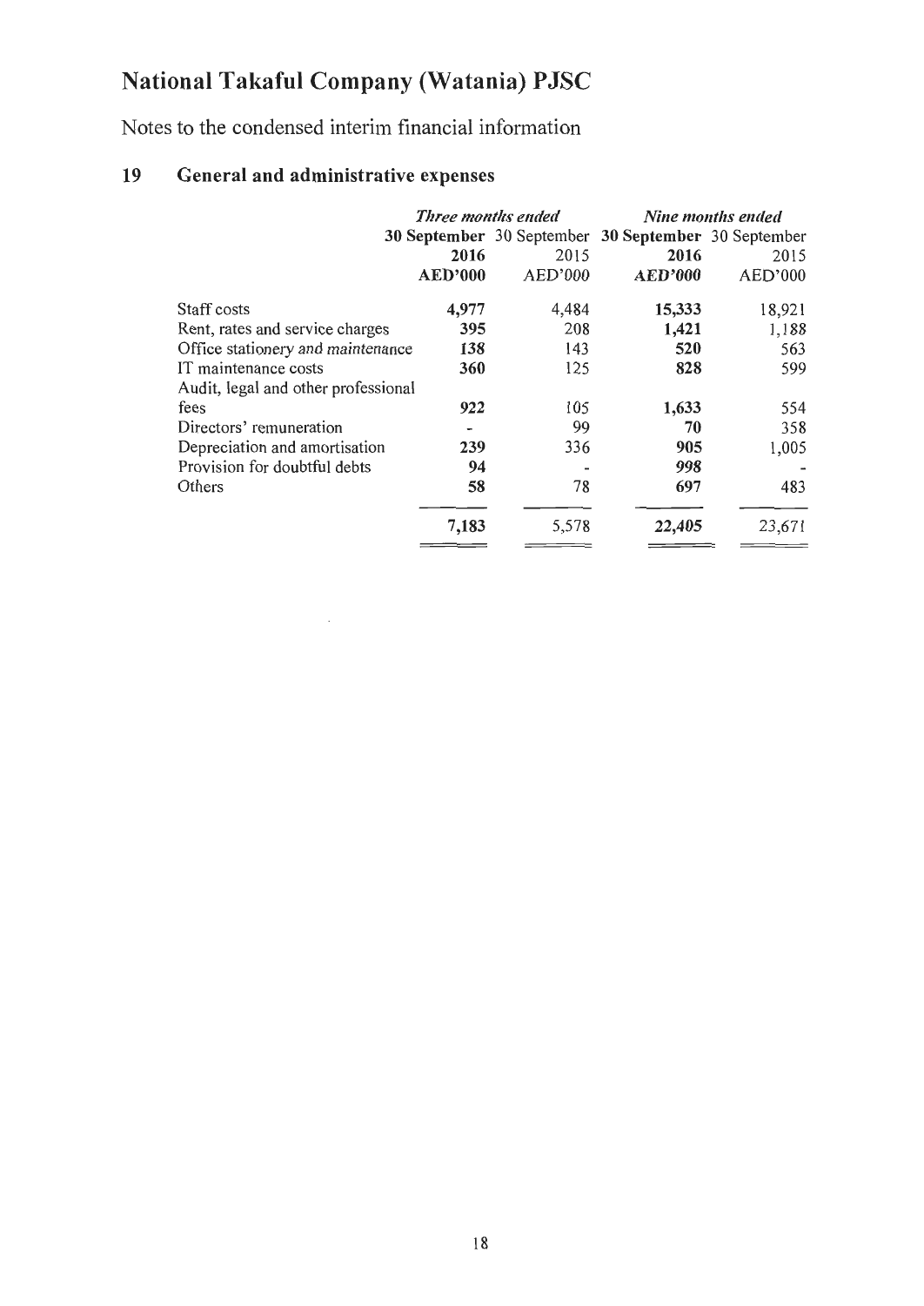# National Takaful Company (Watania) PJSC

Notes to the condensed interim financial information

## 19 General and administrative expenses

| | *Three months ended* | | *Nine months ended* | |
|---|---|---|---|---|
| | **30 September 2016** | 30 September 2015 | **30 September 2016** | 30 September 2015 |
| | **AED'000** | AED'000 | ***AED'000*** | AED'000 |
| Staff costs | **4,977** | 4,484 | **15,333** | 18,921 |
| Rent, rates and service charges | **395** | 208 | **1,421** | 1,188 |
| Office stationery and maintenance | **138** | 143 | **520** | 563 |
| IT maintenance costs | **360** | 125 | **828** | 599 |
| Audit, legal and other professional fees | **922** | 105 | **1,633** | 554 |
| Directors' remuneration | **-** | 99 | **70** | 358 |
| Depreciation and amortisation | **239** | 336 | **905** | 1,005 |
| Provision for doubtful debts | **94** | - | **998** | - |
| Others | **58** | 78 | **697** | 483 |
| | **7,183** | 5,578 | **22,405** | 23,671 |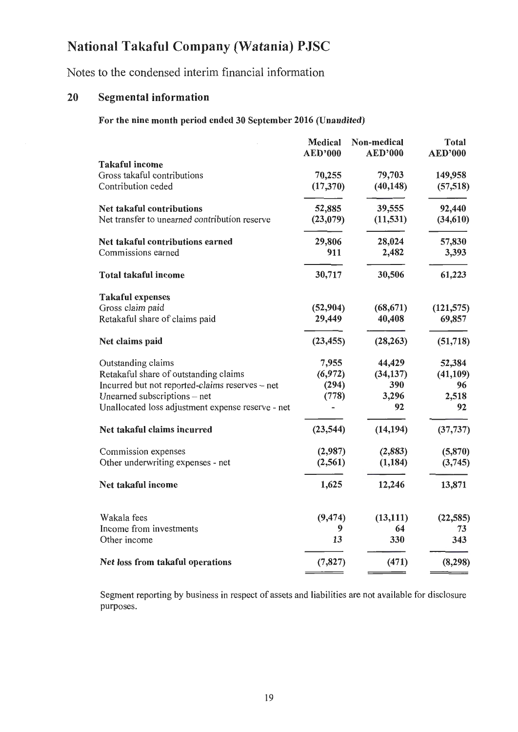# National Takaful Company (Watania) PJSC

Notes to the condensed interim financial information

## 20 Segmental information

**For the nine month period ended 30 September 2016 (*Unaudited*)**

| | Medical AED'000 | Non-medical AED'000 | Total AED'000 |
|---|---|---|---|
| **Takaful income** | | | |
| Gross takaful contributions | 70,255 | 79,703 | 149,958 |
| Contribution ceded | (17,370) | (40,148) | (57,518) |
| **Net takaful contributions** | 52,885 | 39,555 | 92,440 |
| Net transfer to unearned contribution reserve | (23,079) | (11,531) | (34,610) |
| **Net takaful contributions earned** | 29,806 | 28,024 | 57,830 |
| Commissions earned | 911 | 2,482 | 3,393 |
| **Total takaful income** | 30,717 | 30,506 | 61,223 |
| **Takaful expenses** | | | |
| Gross claim paid | (52,904) | (68,671) | (121,575) |
| Retakaful share of claims paid | 29,449 | 40,408 | 69,857 |
| **Net claims paid** | (23,455) | (28,263) | (51,718) |
| Outstanding claims | 7,955 | 44,429 | 52,384 |
| Retakaful share of outstanding claims | (6,972) | (34,137) | (41,109) |
| Incurred but not reported-claims reserves – net | (294) | 390 | 96 |
| Unearned subscriptions – net | (778) | 3,296 | 2,518 |
| Unallocated loss adjustment expense reserve - net | - | 92 | 92 |
| **Net takaful claims incurred** | (23,544) | (14,194) | (37,737) |
| Commission expenses | (2,987) | (2,883) | (5,870) |
| Other underwriting expenses - net | (2,561) | (1,184) | (3,745) |
| **Net takaful income** | 1,625 | 12,246 | 13,871 |
| Wakala fees | (9,474) | (13,111) | (22,585) |
| Income from investments | 9 | 64 | 73 |
| Other income | 13 | 330 | 343 |
| ***Net loss from takaful operations*** | (7,827) | (471) | (8,298) |

Segment reporting by business in respect of assets and liabilities are not available for disclosure purposes.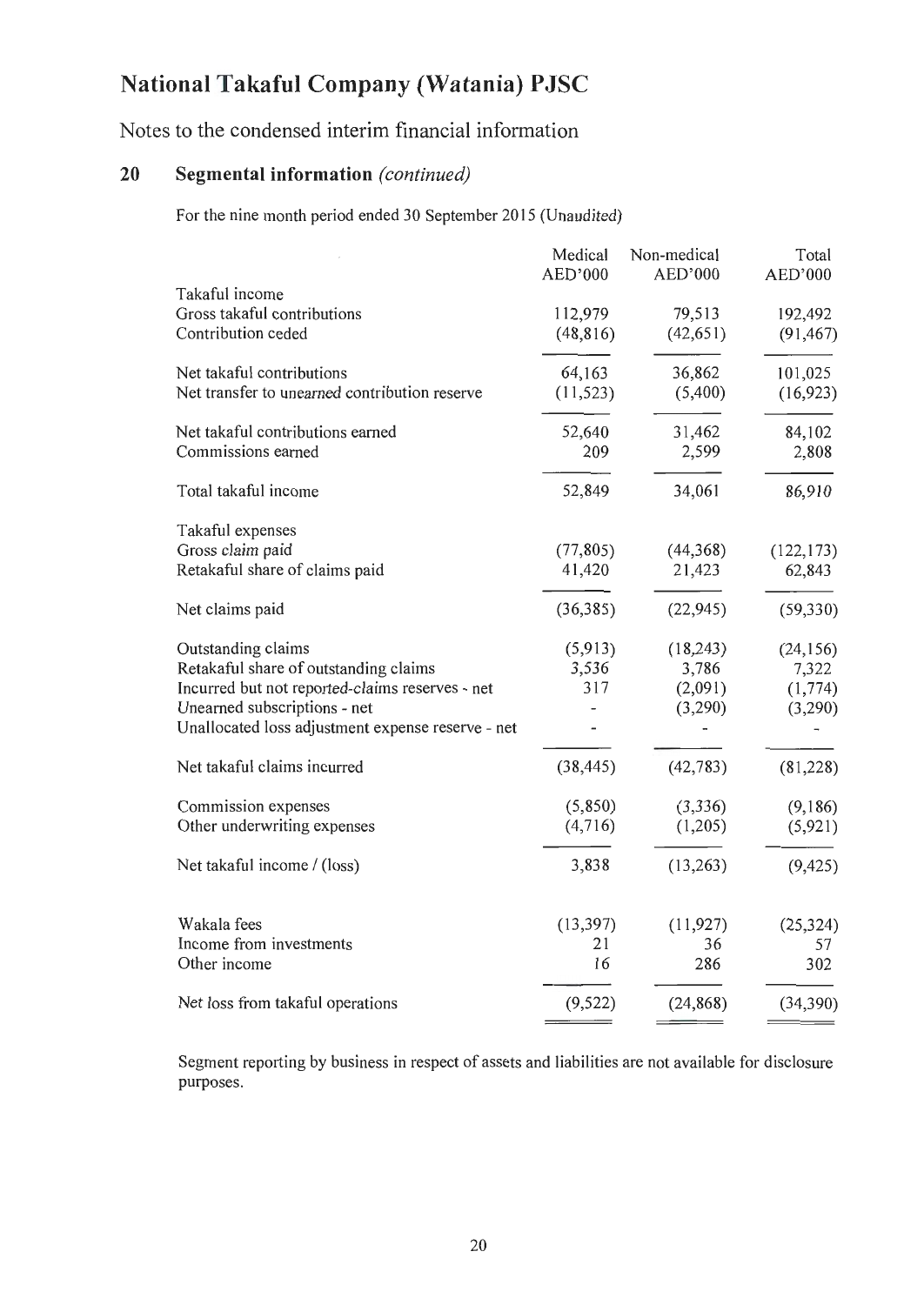# National Takaful Company (Watania) PJSC

Notes to the condensed interim financial information

## 20 Segmental information *(continued)*

For the nine month period ended 30 September 2015 (Unaudited)

| | Medical AED'000 | Non-medical AED'000 | Total AED'000 |
|---|---|---|---|
| Takaful income | | | |
| Gross takaful contributions | 112,979 | 79,513 | 192,492 |
| Contribution ceded | (48,816) | (42,651) | (91,467) |
| Net takaful contributions | 64,163 | 36,862 | 101,025 |
| Net transfer to unearned contribution reserve | (11,523) | (5,400) | (16,923) |
| Net takaful contributions earned | 52,640 | 31,462 | 84,102 |
| Commissions earned | 209 | 2,599 | 2,808 |
| Total takaful income | 52,849 | 34,061 | 86,910 |
| Takaful expenses | | | |
| Gross claim paid | (77,805) | (44,368) | (122,173) |
| Retakaful share of claims paid | 41,420 | 21,423 | 62,843 |
| Net claims paid | (36,385) | (22,945) | (59,330) |
| Outstanding claims | (5,913) | (18,243) | (24,156) |
| Retakaful share of outstanding claims | 3,536 | 3,786 | 7,322 |
| Incurred but not reported-claims reserves - net | 317 | (2,091) | (1,774) |
| Unearned subscriptions - net | - | (3,290) | (3,290) |
| Unallocated loss adjustment expense reserve - net | - | - | - |
| Net takaful claims incurred | (38,445) | (42,783) | (81,228) |
| Commission expenses | (5,850) | (3,336) | (9,186) |
| Other underwriting expenses | (4,716) | (1,205) | (5,921) |
| Net takaful income / (loss) | 3,838 | (13,263) | (9,425) |
| Wakala fees | (13,397) | (11,927) | (25,324) |
| Income from investments | 21 | 36 | 57 |
| Other income | 16 | 286 | 302 |
| Net loss from takaful operations | (9,522) | (24,868) | (34,390) |

Segment reporting by business in respect of assets and liabilities are not available for disclosure purposes.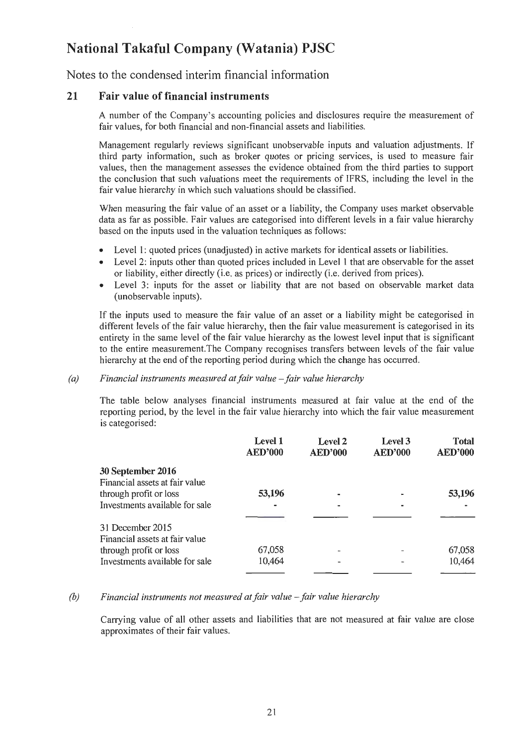# National Takaful Company (Watania) PJSC

Notes to the condensed interim financial information

## 21 Fair value of financial instruments

A number of the Company's accounting policies and disclosures require the measurement of fair values, for both financial and non-financial assets and liabilities.

Management regularly reviews significant unobservable inputs and valuation adjustments. If third party information, such as broker quotes or pricing services, is used to measure fair values, then the management assesses the evidence obtained from the third parties to support the conclusion that such valuations meet the requirements of IFRS, including the level in the fair value hierarchy in which such valuations should be classified.

When measuring the fair value of an asset or a liability, the Company uses market observable data as far as possible. Fair values are categorised into different levels in a fair value hierarchy based on the inputs used in the valuation techniques as follows:

- Level 1: quoted prices (unadjusted) in active markets for identical assets or liabilities.
- Level 2: inputs other than quoted prices included in Level 1 that are observable for the asset or liability, either directly (i.e. as prices) or indirectly (i.e. derived from prices).
- Level 3: inputs for the asset or liability that are not based on observable market data (unobservable inputs).

If the inputs used to measure the fair value of an asset or a liability might be categorised in different levels of the fair value hierarchy, then the fair value measurement is categorised in its entirety in the same level of the fair value hierarchy as the lowest level input that is significant to the entire measurement.The Company recognises transfers between levels of the fair value hierarchy at the end of the reporting period during which the change has occurred.

*(a) Financial instruments measured at fair value – fair value hierarchy*

The table below analyses financial instruments measured at fair value at the end of the reporting period, by the level in the fair value hierarchy into which the fair value measurement is categorised:

| | Level 1 AED'000 | Level 2 AED'000 | Level 3 AED'000 | Total AED'000 |
|---|---|---|---|---|
| **30 September 2016** | | | | |
| Financial assets at fair value through profit or loss | **53,196** | **-** | **-** | **53,196** |
| Investments available for sale | **-** | **-** | **-** | **-** |
| 31 December 2015 | | | | |
| Financial assets at fair value through profit or loss | 67,058 | - | - | 67,058 |
| Investments available for sale | 10,464 | - | - | 10,464 |

*(b) Financial instruments not measured at fair value – fair value hierarchy*

Carrying value of all other assets and liabilities that are not measured at fair value are close approximates of their fair values.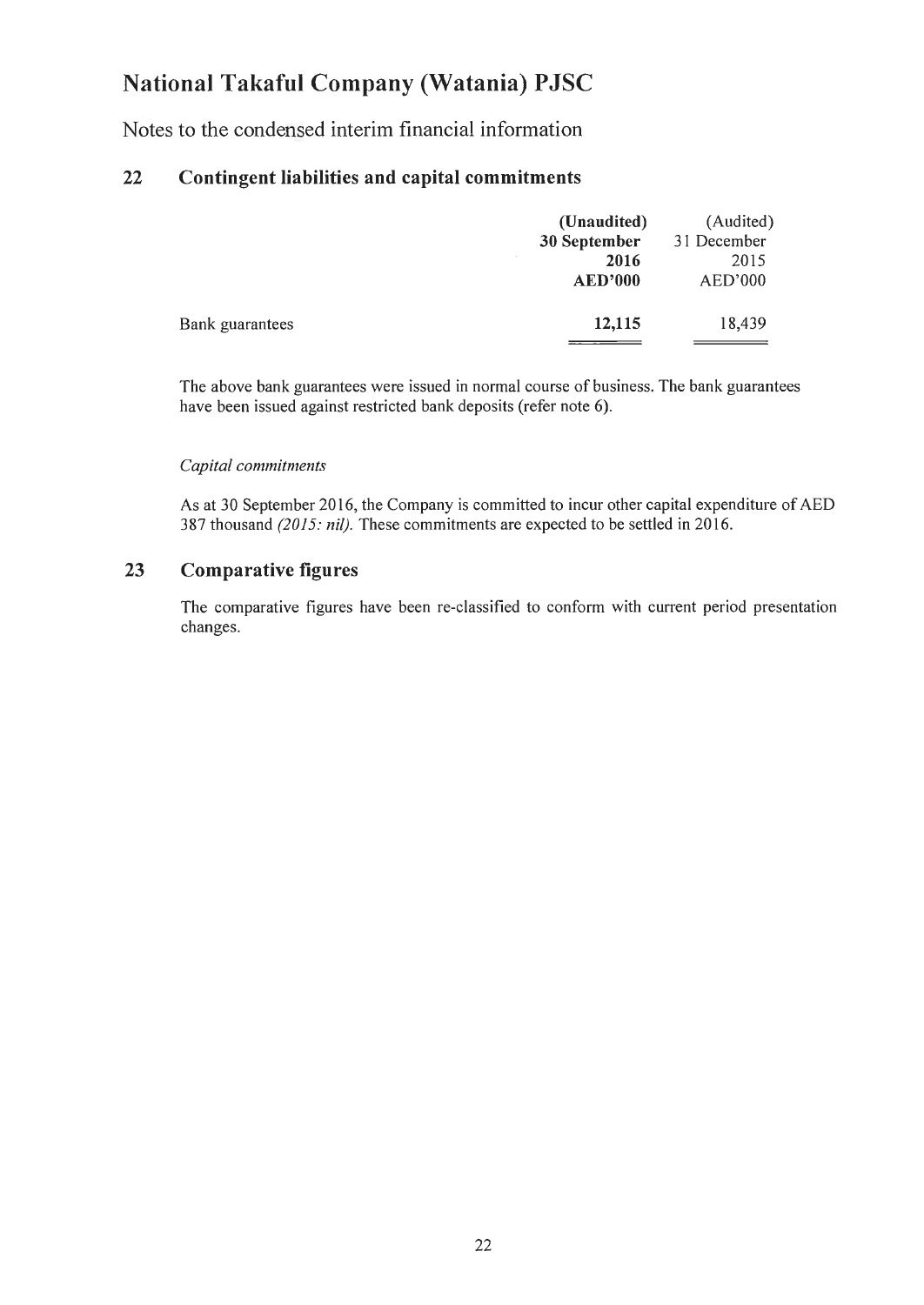# National Takaful Company (Watania) PJSC

Notes to the condensed interim financial information

## 22 Contingent liabilities and capital commitments

| | **(Unaudited)** **30 September** **2016** **AED'000** | (Audited) 31 December 2015 AED'000 |
|---|---|---|
| Bank guarantees | **12,115** | 18,439 |

The above bank guarantees were issued in normal course of business. The bank guarantees have been issued against restricted bank deposits (refer note 6).

*Capital commitments*

As at 30 September 2016, the Company is committed to incur other capital expenditure of AED 387 thousand *(2015: nil).* These commitments are expected to be settled in 2016.

## 23 Comparative figures

The comparative figures have been re-classified to conform with current period presentation changes.